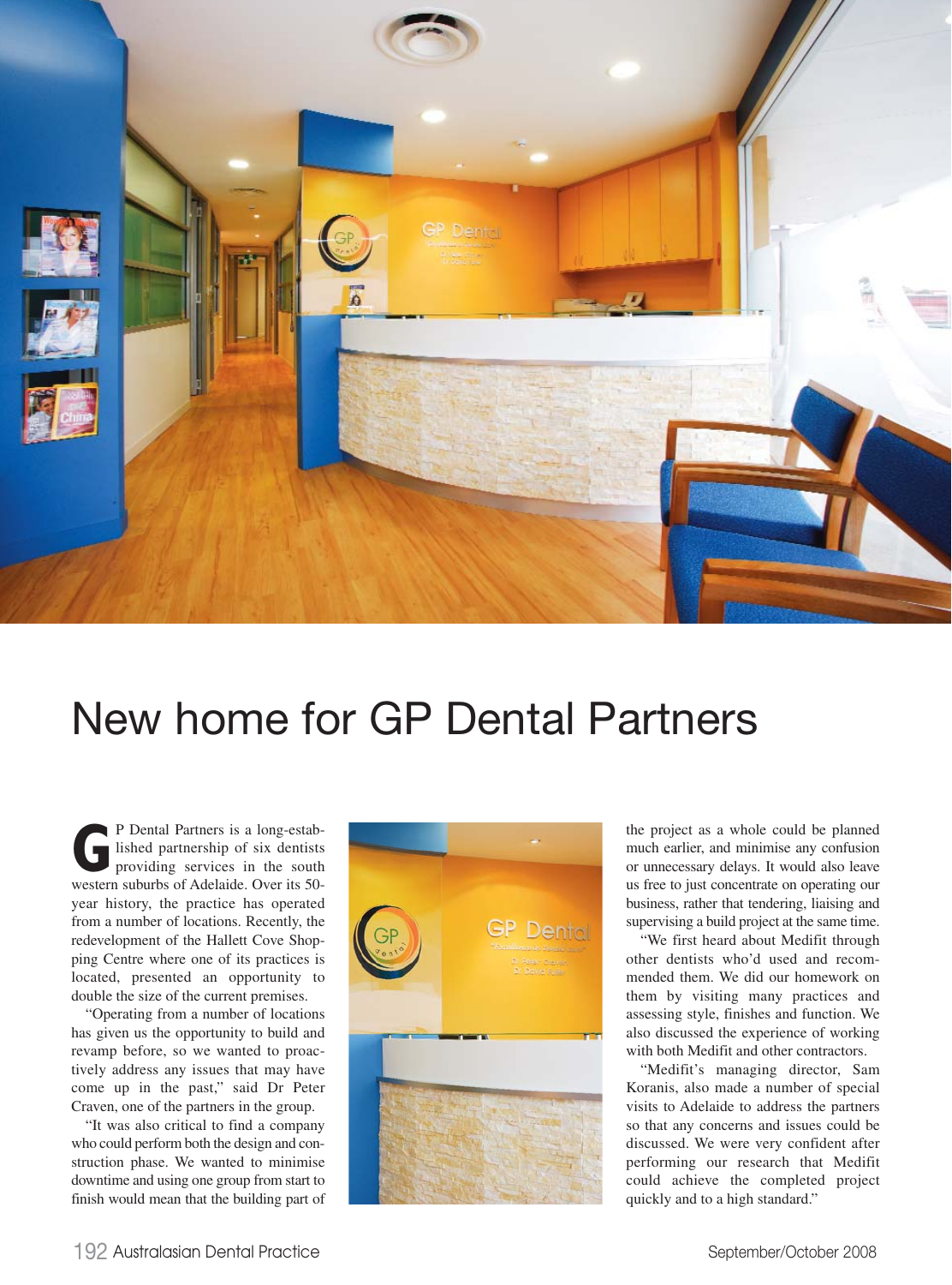# New home for GP Dental Partners

GP Dental Partners is a long-established partnership of six dentists providing services in the south western suburbs of Adelaide. Over its 50-year history, the practice has operated from a number of locations. Recently, the redevelopment of the Hallett Cove Shopping Centre where one of its practices is located, presented an opportunity to double the size of the current premises.

"Operating from a number of locations has given us the opportunity to build and revamp before, so we wanted to proactively address any issues that may have come up in the past," said Dr Peter Craven, one of the partners in the group.

"It was also critical to find a company who could perform both the design and construction phase. We wanted to minimise downtime and using one group from start to finish would mean that the building part of the project as a whole could be planned much earlier, and minimise any confusion or unnecessary delays. It would also leave us free to just concentrate on operating our business, rather that tendering, liaising and supervising a build project at the same time.

"We first heard about Medifit through other dentists who'd used and recommended them. We did our homework on them by visiting many practices and assessing style, finishes and function. We also discussed the experience of working with both Medifit and other contractors.

"Medifit's managing director, Sam Koranis, also made a number of special visits to Adelaide to address the partners so that any concerns and issues could be discussed. We were very confident after performing our research that Medifit could achieve the completed project quickly and to a high standard."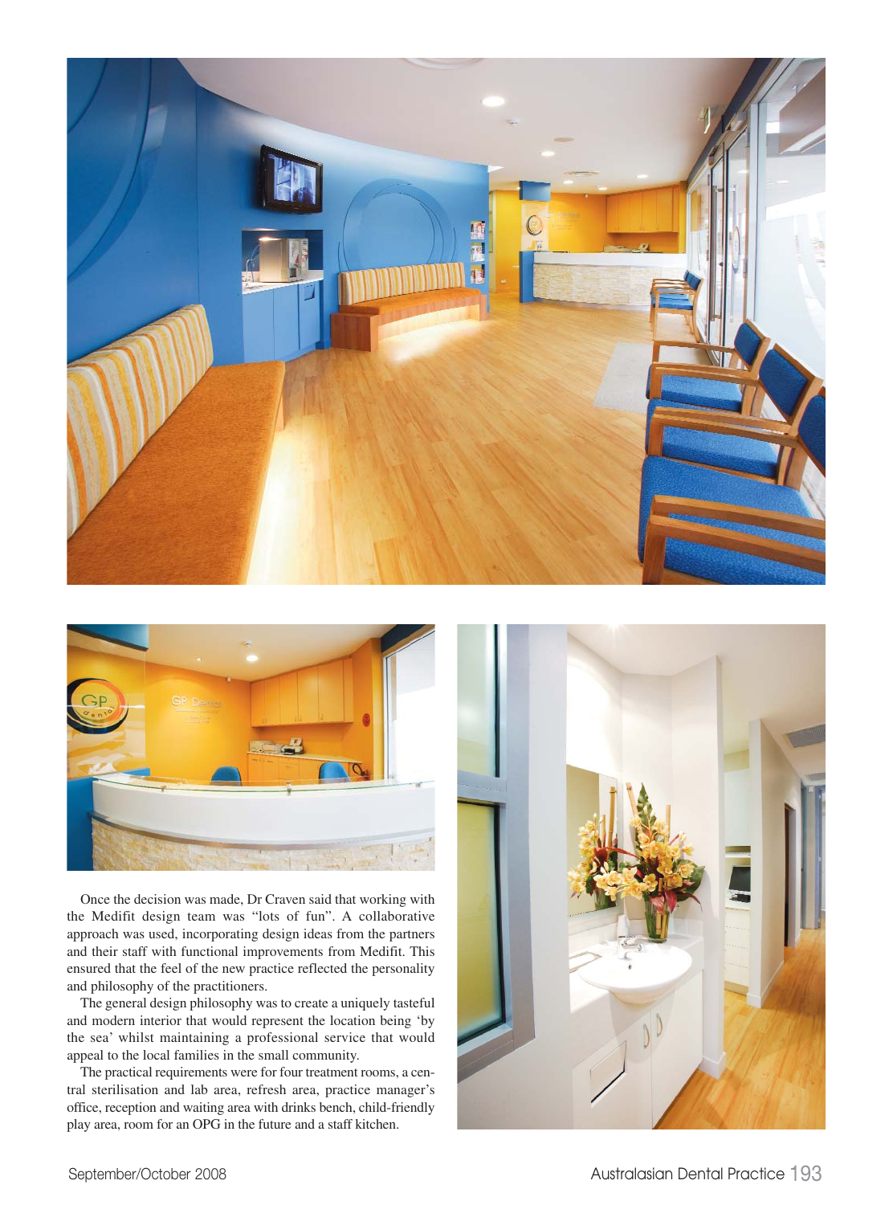Once the decision was made, Dr Craven said that working with the Medifit design team was "lots of fun". A collaborative approach was used, incorporating design ideas from the partners and their staff with functional improvements from Medifit. This ensured that the feel of the new practice reflected the personality and philosophy of the practitioners.

The general design philosophy was to create a uniquely tasteful and modern interior that would represent the location being 'by the sea' whilst maintaining a professional service that would appeal to the local families in the small community.

The practical requirements were for four treatment rooms, a central sterilisation and lab area, refresh area, practice manager's office, reception and waiting area with drinks bench, child-friendly play area, room for an OPG in the future and a staff kitchen.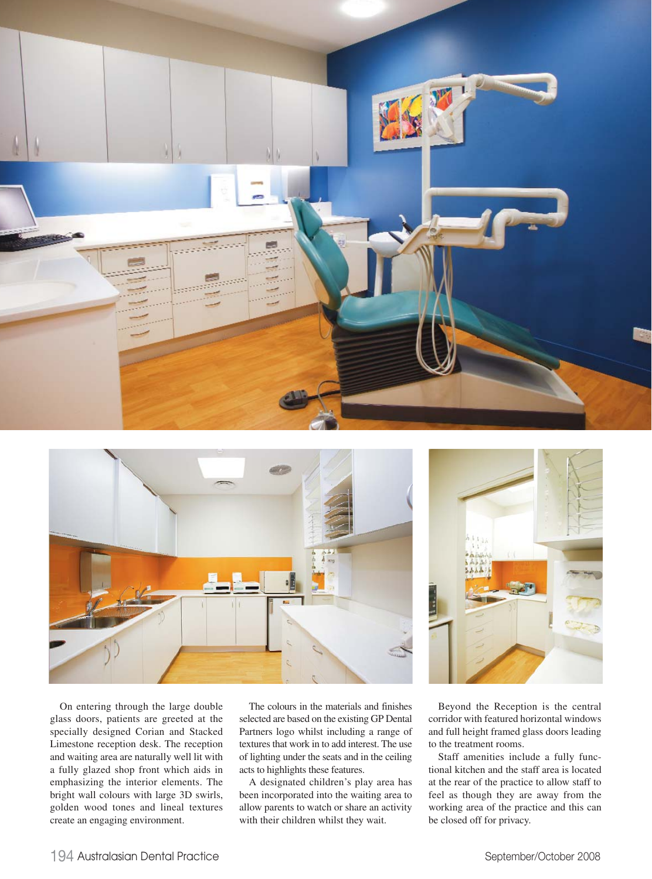On entering through the large double glass doors, patients are greeted at the specially designed Corian and Stacked Limestone reception desk. The reception and waiting area are naturally well lit with a fully glazed shop front which aids in emphasizing the interior elements. The bright wall colours with large 3D swirls, golden wood tones and lineal textures create an engaging environment.

The colours in the materials and finishes selected are based on the existing GP Dental Partners logo whilst including a range of textures that work in to add interest. The use of lighting under the seats and in the ceiling acts to highlights these features.

A designated children's play area has been incorporated into the waiting area to allow parents to watch or share an activity with their children whilst they wait.

Beyond the Reception is the central corridor with featured horizontal windows and full height framed glass doors leading to the treatment rooms.

Staff amenities include a fully functional kitchen and the staff area is located at the rear of the practice to allow staff to feel as though they are away from the working area of the practice and this can be closed off for privacy.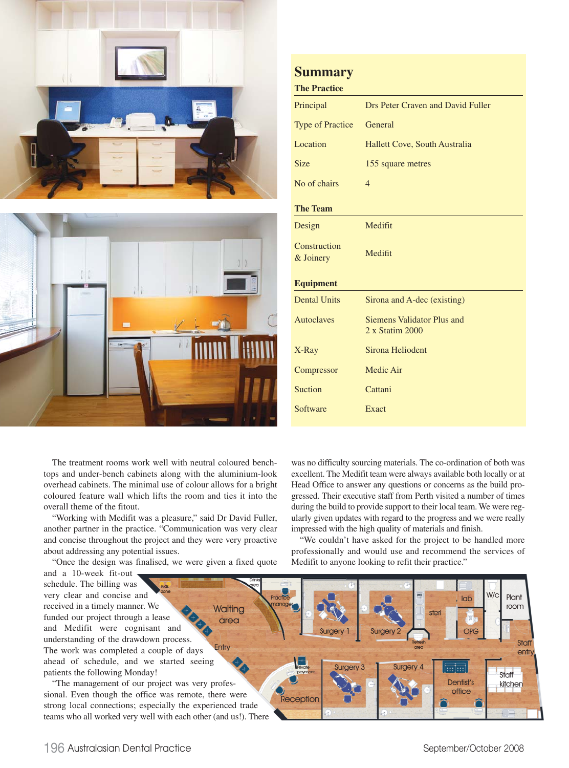## Summary

### The Practice

| | |
|---|---|
| Principal | Drs Peter Craven and David Fuller |
| Type of Practice | General |
| Location | Hallett Cove, South Australia |
| Size | 155 square metres |
| No of chairs | 4 |

### The Team

| | |
|---|---|
| Design | Medifit |
| Construction & Joinery | Medifit |

### Equipment

| | |
|---|---|
| Dental Units | Sirona and A-dec (existing) |
| Autoclaves | Siemens Validator Plus and 2 x Statim 2000 |
| X-Ray | Sirona Heliodent |
| Compressor | Medic Air |
| Suction | Cattani |
| Software | Exact |

The treatment rooms work well with neutral coloured benchtops and under-bench cabinets along with the aluminium-look overhead cabinets. The minimal use of colour allows for a bright coloured feature wall which lifts the room and ties it into the overall theme of the fitout.

"Working with Medifit was a pleasure," said Dr David Fuller, another partner in the practice. "Communication was very clear and concise throughout the project and they were very proactive about addressing any potential issues.

"Once the design was finalised, we were given a fixed quote and a 10-week fit-out schedule. The billing was very clear and concise and received in a timely manner. We funded our project through a lease and Medifit were cognisant and understanding of the drawdown process. The work was completed a couple of days ahead of schedule, and we started seeing patients the following Monday!

"The management of our project was very professional. Even though the office was remote, there were strong local connections; especially the experienced trade teams who all worked very well with each other (and us!). There was no difficulty sourcing materials. The co-ordination of both was excellent. The Medifit team were always available both locally or at Head Office to answer any questions or concerns as the build progressed. Their executive staff from Perth visited a number of times during the build to provide support to their local team. We were regularly given updates with regard to the progress and we were really impressed with the high quality of materials and finish.

"We couldn't have asked for the project to be handled more professionally and would use and recommend the services of Medifit to anyone looking to refit their practice."